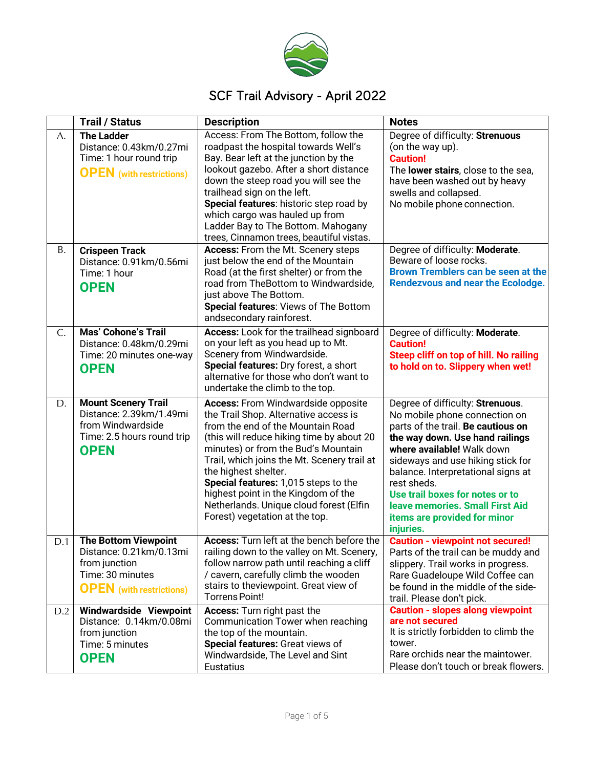# SCF Trail Advisory - April 2022

| | Trail / Status | Description | Notes |
|---|---|---|---|
| A. | **The Ladder**<br>Distance: 0.43km/0.27mi<br>Time: 1 hour round trip<br>**OPEN** (with restrictions) | Access: From The Bottom, follow the roadpast the hospital towards Well's Bay. Bear left at the junction by the lookout gazebo. After a short distance down the steep road you will see the trailhead sign on the left.<br>**Special features**: historic step road by which cargo was hauled up from Ladder Bay to The Bottom. Mahogany trees, Cinnamon trees, beautiful vistas. | Degree of difficulty: **Strenuous** (on the way up).<br>**Caution!**<br>The **lower stairs**, close to the sea, have been washed out by heavy swells and collapsed.<br>No mobile phone connection. |
| B. | **Crispeen Track**<br>Distance: 0.91km/0.56mi<br>Time: 1 hour<br>**OPEN** | **Access:** From the Mt. Scenery steps just below the end of the Mountain Road (at the first shelter) or from the road from TheBottom to Windwardside, just above The Bottom.<br>**Special features**: Views of The Bottom andsecondary rainforest. | Degree of difficulty: **Moderate**.<br>Beware of loose rocks.<br>**Brown Tremblers can be seen at the Rendezvous and near the Ecolodge.** |
| C. | **Mas' Cohone's Trail**<br>Distance: 0.48km/0.29mi<br>Time: 20 minutes one-way<br>**OPEN** | **Access:** Look for the trailhead signboard on your left as you head up to Mt. Scenery from Windwardside.<br>**Special features:** Dry forest, a short alternative for those who don't want to undertake the climb to the top. | Degree of difficulty: **Moderate**.<br>**Caution!**<br>**Steep cliff on top of hill. No railing to hold on to. Slippery when wet!** |
| D. | **Mount Scenery Trail**<br>Distance: 2.39km/1.49mi from Windwardside<br>Time: 2.5 hours round trip<br>**OPEN** | **Access:** From Windwardside opposite the Trail Shop. Alternative access is from the end of the Mountain Road (this will reduce hiking time by about 20 minutes) or from the Bud's Mountain Trail, which joins the Mt. Scenery trail at the highest shelter.<br>**Special features:** 1,015 steps to the highest point in the Kingdom of the Netherlands. Unique cloud forest (Elfin Forest) vegetation at the top. | Degree of difficulty: **Strenuous**.<br>No mobile phone connection on parts of the trail. **Be cautious on the way down. Use hand railings where available!** Walk down sideways and use hiking stick for balance. Interpretational signs at rest sheds.<br>**Use trail boxes for notes or to leave memories. Small First Aid items are provided for minor injuries.** |
| D.1 | **The Bottom Viewpoint**<br>Distance: 0.21km/0.13mi from junction<br>Time: 30 minutes<br>**OPEN** (with restrictions) | **Access:** Turn left at the bench before the railing down to the valley on Mt. Scenery, follow narrow path until reaching a cliff / cavern, carefully climb the wooden stairs to theviewpoint. Great view of Torrens Point! | **Caution - viewpoint not secured!**<br>Parts of the trail can be muddy and slippery. Trail works in progress. Rare Guadeloupe Wild Coffee can be found in the middle of the side-trail. Please don't pick. |
| D.2 | **Windwardside Viewpoint**<br>Distance: 0.14km/0.08mi from junction<br>Time: 5 minutes<br>**OPEN** | **Access:** Turn right past the Communication Tower when reaching the top of the mountain.<br>**Special features:** Great views of Windwardside, The Level and Sint Eustatius | **Caution - slopes along viewpoint are not secured**<br>It is strictly forbidden to climb the tower.<br>Rare orchids near the maintower. Please don't touch or break flowers. |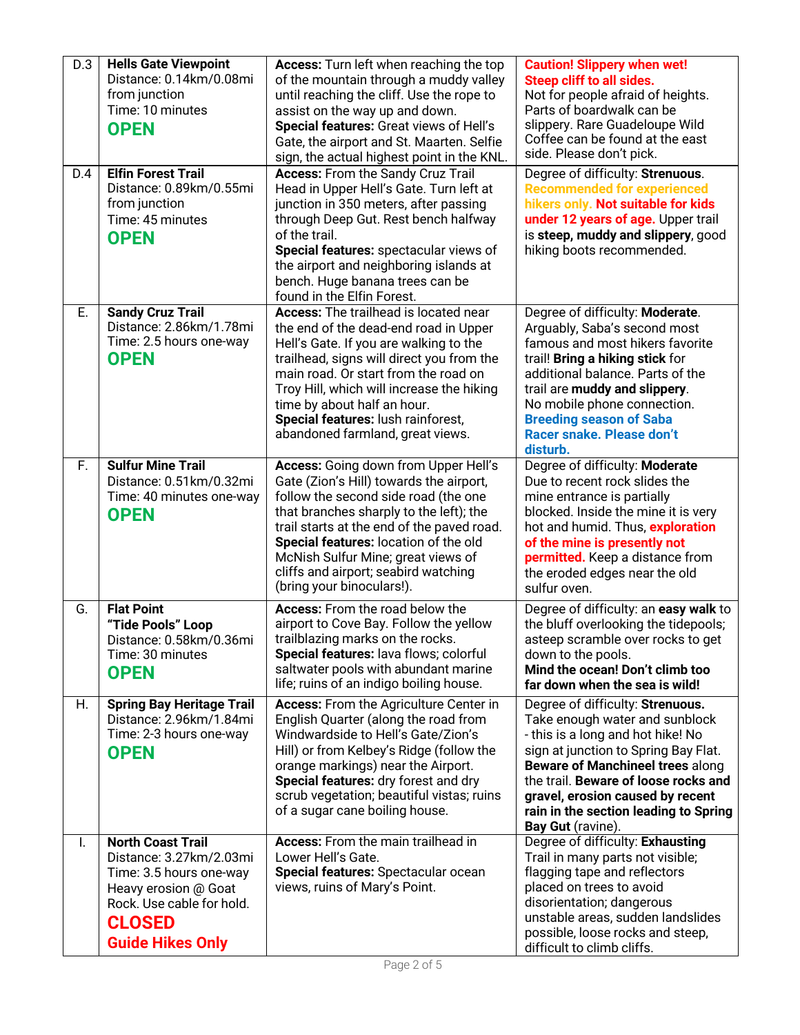| | | | |
|---|---|---|---|
| D.3 | **Hells Gate Viewpoint**<br>Distance: 0.14km/0.08mi from junction<br>Time: 10 minutes<br>**OPEN** | **Access:** Turn left when reaching the top of the mountain through a muddy valley until reaching the cliff. Use the rope to assist on the way up and down.<br>**Special features:** Great views of Hell's Gate, the airport and St. Maarten. Selfie sign, the actual highest point in the KNL. | **Caution! Slippery when wet!**<br>**Steep cliff to all sides.**<br>Not for people afraid of heights. Parts of boardwalk can be slippery. Rare Guadeloupe Wild Coffee can be found at the east side. Please don't pick. |
| D.4 | **Elfin Forest Trail**<br>Distance: 0.89km/0.55mi from junction<br>Time: 45 minutes<br>**OPEN** | **Access:** From the Sandy Cruz Trail Head in Upper Hell's Gate. Turn left at junction in 350 meters, after passing through Deep Gut. Rest bench halfway of the trail.<br>**Special features:** spectacular views of the airport and neighboring islands at bench. Huge banana trees can be found in the Elfin Forest. | Degree of difficulty: **Strenuous**. **Recommended for experienced hikers only. Not suitable for kids under 12 years of age.** Upper trail is **steep, muddy and slippery**, good hiking boots recommended. |
| E. | **Sandy Cruz Trail**<br>Distance: 2.86km/1.78mi<br>Time: 2.5 hours one-way<br>**OPEN** | **Access:** The trailhead is located near the end of the dead-end road in Upper Hell's Gate. If you are walking to the trailhead, signs will direct you from the main road. Or start from the road on Troy Hill, which will increase the hiking time by about half an hour.<br>**Special features:** lush rainforest, abandoned farmland, great views. | Degree of difficulty: **Moderate**. Arguably, Saba's second most famous and most hikers favorite trail! **Bring a hiking stick** for additional balance. Parts of the trail are **muddy and slippery**. No mobile phone connection. **Breeding season of Saba Racer snake. Please don't disturb.** |
| F. | **Sulfur Mine Trail**<br>Distance: 0.51km/0.32mi<br>Time: 40 minutes one-way<br>**OPEN** | **Access:** Going down from Upper Hell's Gate (Zion's Hill) towards the airport, follow the second side road (the one that branches sharply to the left); the trail starts at the end of the paved road.<br>**Special features:** location of the old McNish Sulfur Mine; great views of cliffs and airport; seabird watching (bring your binoculars!). | Degree of difficulty: **Moderate**<br>Due to recent rock slides the mine entrance is partially blocked. Inside the mine it is very hot and humid. Thus, **exploration of the mine is presently not permitted.** Keep a distance from the eroded edges near the old sulfur oven. |
| G. | **Flat Point**<br>**"Tide Pools" Loop**<br>Distance: 0.58km/0.36mi<br>Time: 30 minutes<br>**OPEN** | **Access:** From the road below the airport to Cove Bay. Follow the yellow trailblazing marks on the rocks.<br>**Special features:** lava flows; colorful saltwater pools with abundant marine life; ruins of an indigo boiling house. | Degree of difficulty: an **easy walk** to the bluff overlooking the tidepools; asteep scramble over rocks to get down to the pools.<br>**Mind the ocean! Don't climb too far down when the sea is wild!** |
| H. | **Spring Bay Heritage Trail**<br>Distance: 2.96km/1.84mi<br>Time: 2-3 hours one-way<br>**OPEN** | **Access:** From the Agriculture Center in English Quarter (along the road from Windwardside to Hell's Gate/Zion's Hill) or from Kelbey's Ridge (follow the orange markings) near the Airport.<br>**Special features:** dry forest and dry scrub vegetation; beautiful vistas; ruins of a sugar cane boiling house. | Degree of difficulty: **Strenuous.** Take enough water and sunblock - this is a long and hot hike! No sign at junction to Spring Bay Flat. **Beware of Manchineel trees** along the trail. **Beware of loose rocks and gravel, erosion caused by recent rain in the section leading to Spring Bay Gut** (ravine). |
| I. | **North Coast Trail**<br>Distance: 3.27km/2.03mi<br>Time: 3.5 hours one-way<br>Heavy erosion @ Goat Rock. Use cable for hold.<br>**CLOSED**<br>**Guide Hikes Only** | **Access:** From the main trailhead in Lower Hell's Gate.<br>**Special features:** Spectacular ocean views, ruins of Mary's Point. | Degree of difficulty: **Exhausting**<br>Trail in many parts not visible; flagging tape and reflectors placed on trees to avoid disorientation; dangerous unstable areas, sudden landslides possible, loose rocks and steep, difficult to climb cliffs. |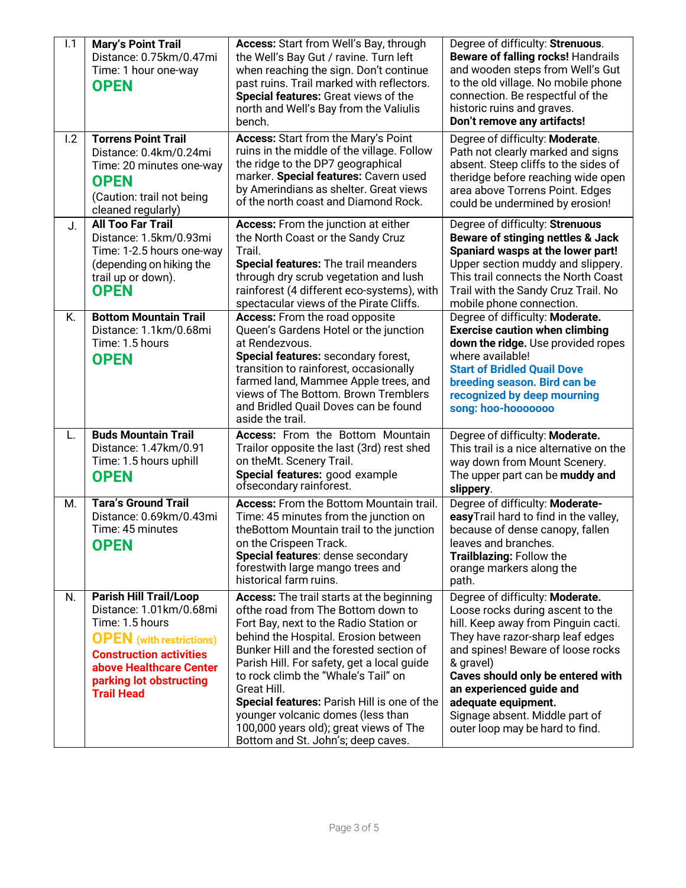| I.1 | **Mary's Point Trail**<br>Distance: 0.75km/0.47mi<br>Time: 1 hour one-way<br>**OPEN** | **Access:** Start from Well's Bay, through the Well's Bay Gut / ravine. Turn left when reaching the sign. Don't continue past ruins. Trail marked with reflectors.<br>**Special features:** Great views of the north and Well's Bay from the Valiulis bench. | Degree of difficulty: **Strenuous**.<br>**Beware of falling rocks!** Handrails and wooden steps from Well's Gut to the old village. No mobile phone connection. Be respectful of the historic ruins and graves.<br>**Don't remove any artifacts!** |
|---|---|---|---|
| I.2 | **Torrens Point Trail**<br>Distance: 0.4km/0.24mi<br>Time: 20 minutes one-way<br>**OPEN**<br>(Caution: trail not being cleaned regularly) | **Access:** Start from the Mary's Point ruins in the middle of the village. Follow the ridge to the DP7 geographical marker. **Special features:** Cavern used by Amerindians as shelter. Great views of the north coast and Diamond Rock. | Degree of difficulty: **Moderate**.<br>Path not clearly marked and signs absent. Steep cliffs to the sides of theridge before reaching wide open area above Torrens Point. Edges could be undermined by erosion! |
| J. | **All Too Far Trail**<br>Distance: 1.5km/0.93mi<br>Time: 1-2.5 hours one-way (depending on hiking the trail up or down).<br>**OPEN** | **Access:** From the junction at either the North Coast or the Sandy Cruz Trail.<br>**Special features:** The trail meanders through dry scrub vegetation and lush rainforest (4 different eco-systems), with spectacular views of the Pirate Cliffs. | Degree of difficulty: **Strenuous**<br>**Beware of stinging nettles & Jack Spaniard wasps at the lower part!** Upper section muddy and slippery. This trail connects the North Coast Trail with the Sandy Cruz Trail. No mobile phone connection. |
| K. | **Bottom Mountain Trail**<br>Distance: 1.1km/0.68mi<br>Time: 1.5 hours<br>**OPEN** | **Access:** From the road opposite Queen's Gardens Hotel or the junction at Rendezvous.<br>**Special features:** secondary forest, transition to rainforest, occasionally farmed land, Mammee Apple trees, and views of The Bottom. Brown Tremblers and Bridled Quail Doves can be found aside the trail. | Degree of difficulty: **Moderate.**<br>**Exercise caution when climbing down the ridge.** Use provided ropes where available!<br>**Start of Bridled Quail Dove breeding season. Bird can be recognized by deep mourning song: hoo-hooooooo** |
| L. | **Buds Mountain Trail**<br>Distance: 1.47km/0.91<br>Time: 1.5 hours uphill<br>**OPEN** | **Access:** From the Bottom Mountain Trailor opposite the last (3rd) rest shed on theMt. Scenery Trail.<br>**Special features:** good example ofsecondary rainforest. | Degree of difficulty: **Moderate.**<br>This trail is a nice alternative on the way down from Mount Scenery. The upper part can be **muddy and slippery**. |
| M. | **Tara's Ground Trail**<br>Distance: 0.69km/0.43mi<br>Time: 45 minutes<br>**OPEN** | **Access:** From the Bottom Mountain trail. Time: 45 minutes from the junction on theBottom Mountain trail to the junction on the Crispeen Track.<br>**Special features**: dense secondary forestwith large mango trees and historical farm ruins. | Degree of difficulty: **Moderate-easy**Trail hard to find in the valley, because of dense canopy, fallen leaves and branches.<br>**Trailblazing:** Follow the orange markers along the path. |
| N. | **Parish Hill Trail/Loop**<br>Distance: 1.01km/0.68mi<br>Time: 1.5 hours<br>**OPEN** (with restrictions)<br>**Construction activities above Healthcare Center parking lot obstructing Trail Head** | **Access:** The trail starts at the beginning ofthe road from The Bottom down to Fort Bay, next to the Radio Station or behind the Hospital. Erosion between Bunker Hill and the forested section of Parish Hill. For safety, get a local guide to rock climb the "Whale's Tail" on Great Hill.<br>**Special features:** Parish Hill is one of the younger volcanic domes (less than 100,000 years old); great views of The Bottom and St. John's; deep caves. | Degree of difficulty: **Moderate.**<br>Loose rocks during ascent to the hill. Keep away from Pinguin cacti. They have razor-sharp leaf edges and spines! Beware of loose rocks & gravel)<br>**Caves should only be entered with an experienced guide and adequate equipment.**<br>Signage absent. Middle part of outer loop may be hard to find. |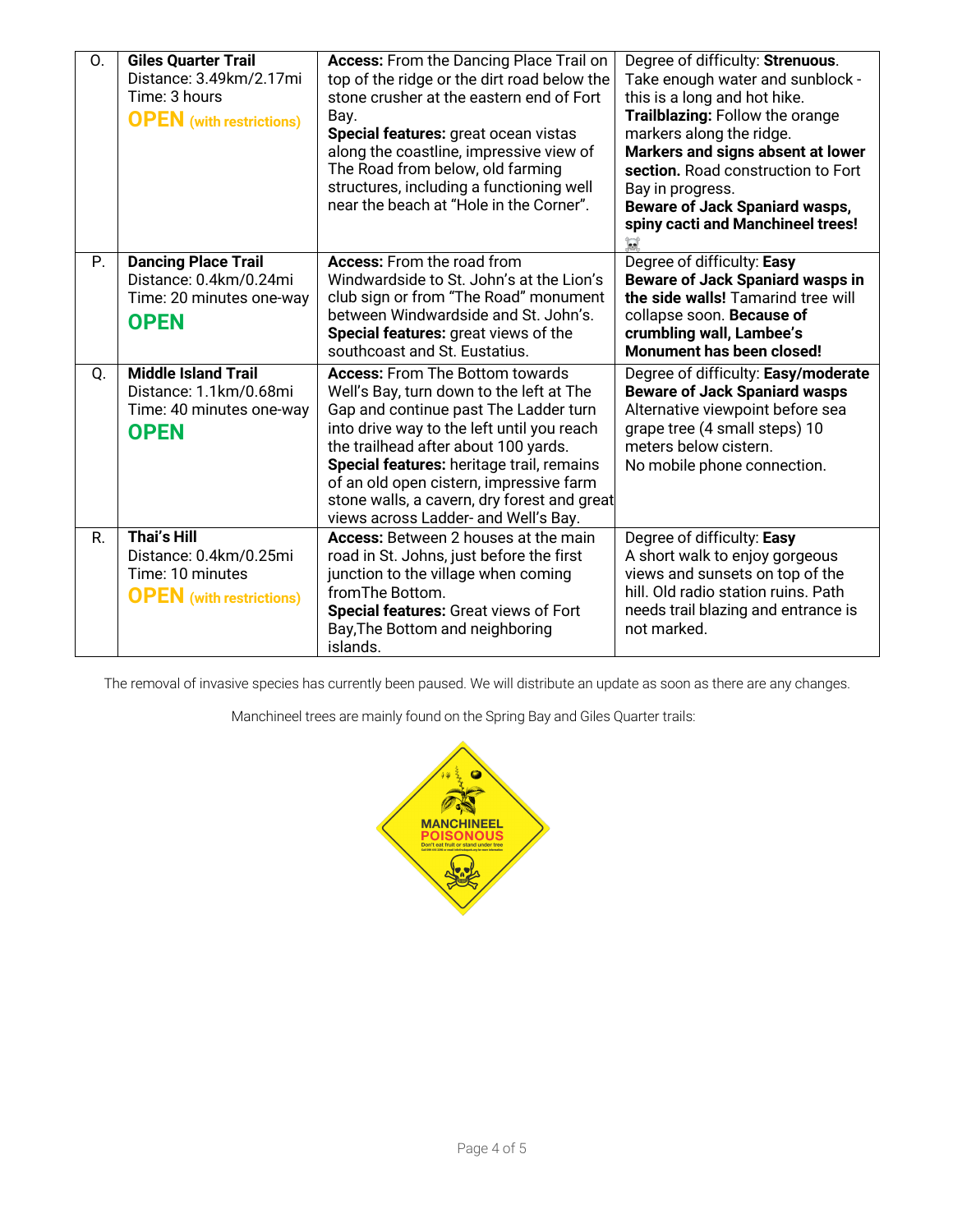| O. | **Giles Quarter Trail**<br>Distance: 3.49km/2.17mi<br>Time: 3 hours<br>**OPEN (with restrictions)** | **Access:** From the Dancing Place Trail on top of the ridge or the dirt road below the stone crusher at the eastern end of Fort Bay.<br>**Special features:** great ocean vistas along the coastline, impressive view of The Road from below, old farming structures, including a functioning well near the beach at "Hole in the Corner". | Degree of difficulty: **Strenuous**. Take enough water and sunblock - this is a long and hot hike.<br>**Trailblazing:** Follow the orange markers along the ridge.<br>**Markers and signs absent at lower section.** Road construction to Fort Bay in progress.<br>**Beware of Jack Spaniard wasps, spiny cacti and Manchineel trees!** ☠ |
|---|---|---|---|
| P. | **Dancing Place Trail**<br>Distance: 0.4km/0.24mi<br>Time: 20 minutes one-way<br>**OPEN** | **Access:** From the road from Windwardside to St. John's at the Lion's club sign or from "The Road" monument between Windwardside and St. John's.<br>**Special features:** great views of the southcoast and St. Eustatius. | Degree of difficulty: **Easy**<br>**Beware of Jack Spaniard wasps in the side walls!** Tamarind tree will collapse soon. **Because of crumbling wall, Lambee's Monument has been closed!** |
| Q. | **Middle Island Trail**<br>Distance: 1.1km/0.68mi<br>Time: 40 minutes one-way<br>**OPEN** | **Access:** From The Bottom towards Well's Bay, turn down to the left at The Gap and continue past The Ladder turn into drive way to the left until you reach the trailhead after about 100 yards.<br>**Special features:** heritage trail, remains of an old open cistern, impressive farm stone walls, a cavern, dry forest and great views across Ladder- and Well's Bay. | Degree of difficulty: **Easy/moderate**<br>**Beware of Jack Spaniard wasps**<br>Alternative viewpoint before sea grape tree (4 small steps) 10 meters below cistern.<br>No mobile phone connection. |
| R. | **Thai's Hill**<br>Distance: 0.4km/0.25mi<br>Time: 10 minutes<br>**OPEN (with restrictions)** | **Access:** Between 2 houses at the main road in St. Johns, just before the first junction to the village when coming fromThe Bottom.<br>**Special features:** Great views of Fort Bay,The Bottom and neighboring islands. | Degree of difficulty: **Easy**<br>A short walk to enjoy gorgeous views and sunsets on top of the hill. Old radio station ruins. Path needs trail blazing and entrance is not marked. |

The removal of invasive species has currently been paused. We will distribute an update as soon as there are any changes.

Manchineel trees are mainly found on the Spring Bay and Giles Quarter trails:

MANCHINEEL POISONOUS
Don't eat fruit or stand under tree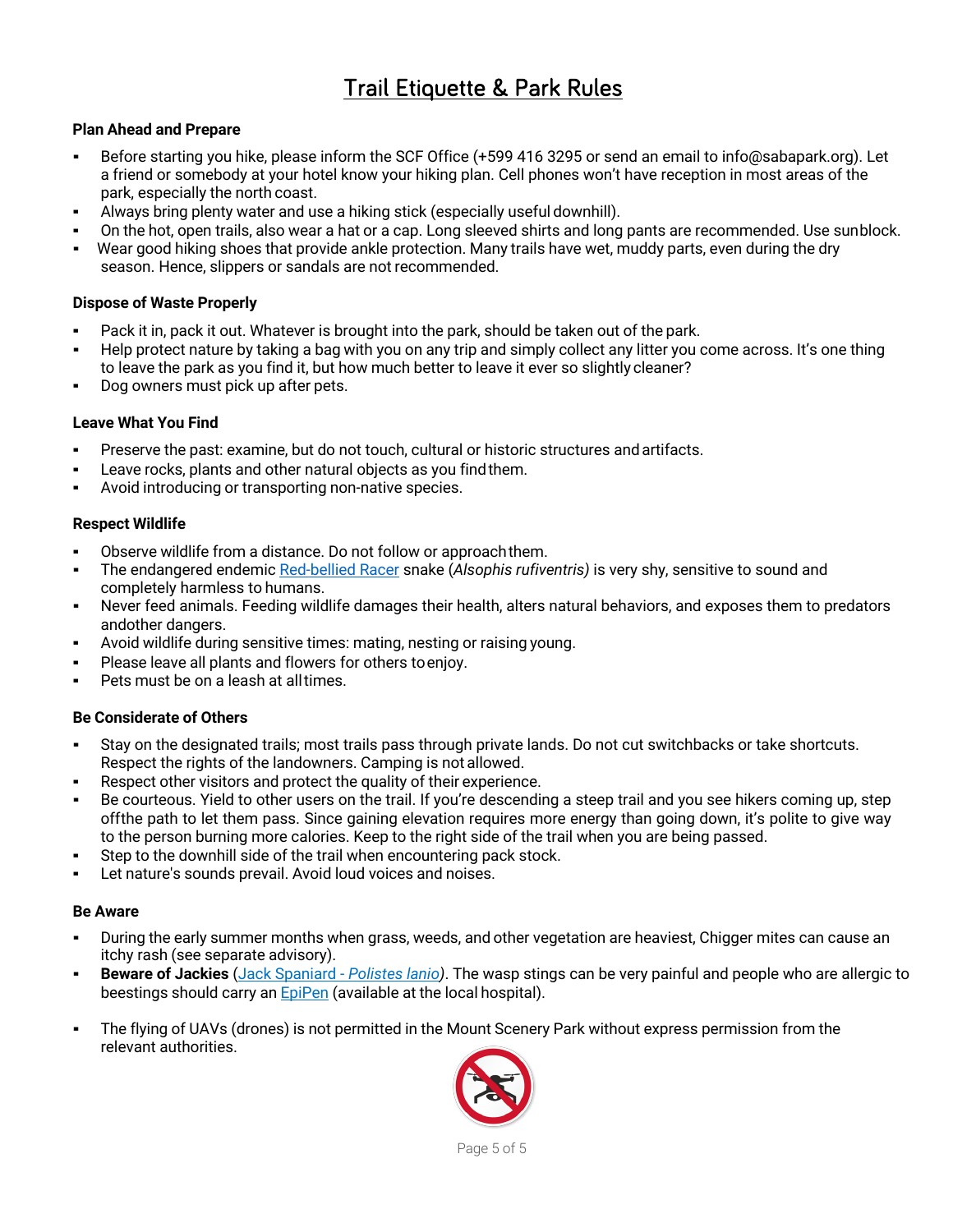# Trail Etiquette & Park Rules

**Plan Ahead and Prepare**

- Before starting you hike, please inform the SCF Office (+599 416 3295 or send an email to info@sabapark.org). Let a friend or somebody at your hotel know your hiking plan. Cell phones won't have reception in most areas of the park, especially the north coast.
- Always bring plenty water and use a hiking stick (especially useful downhill).
- On the hot, open trails, also wear a hat or a cap. Long sleeved shirts and long pants are recommended. Use sunblock.
- Wear good hiking shoes that provide ankle protection. Many trails have wet, muddy parts, even during the dry season. Hence, slippers or sandals are not recommended.

**Dispose of Waste Properly**

- Pack it in, pack it out. Whatever is brought into the park, should be taken out of the park.
- Help protect nature by taking a bag with you on any trip and simply collect any litter you come across. It's one thing to leave the park as you find it, but how much better to leave it ever so slightly cleaner?
- Dog owners must pick up after pets.

**Leave What You Find**

- Preserve the past: examine, but do not touch, cultural or historic structures and artifacts.
- Leave rocks, plants and other natural objects as you find them.
- Avoid introducing or transporting non-native species.

**Respect Wildlife**

- Observe wildlife from a distance. Do not follow or approach them.
- The endangered endemic Red-bellied Racer snake (*Alsophis rufiventris)* is very shy, sensitive to sound and completely harmless to humans.
- Never feed animals. Feeding wildlife damages their health, alters natural behaviors, and exposes them to predators andother dangers.
- Avoid wildlife during sensitive times: mating, nesting or raising young.
- Please leave all plants and flowers for others to enjoy.
- Pets must be on a leash at all times.

**Be Considerate of Others**

- Stay on the designated trails; most trails pass through private lands. Do not cut switchbacks or take shortcuts. Respect the rights of the landowners. Camping is not allowed.
- Respect other visitors and protect the quality of their experience.
- Be courteous. Yield to other users on the trail. If you're descending a steep trail and you see hikers coming up, step offthe path to let them pass. Since gaining elevation requires more energy than going down, it's polite to give way to the person burning more calories. Keep to the right side of the trail when you are being passed.
- Step to the downhill side of the trail when encountering pack stock.
- Let nature's sounds prevail. Avoid loud voices and noises.

**Be Aware**

- During the early summer months when grass, weeds, and other vegetation are heaviest, Chigger mites can cause an itchy rash (see separate advisory).
- **Beware of Jackies** (Jack Spaniard - *Polistes lanio*). The wasp stings can be very painful and people who are allergic to beestings should carry an EpiPen (available at the local hospital).
- The flying of UAVs (drones) is not permitted in the Mount Scenery Park without express permission from the relevant authorities.